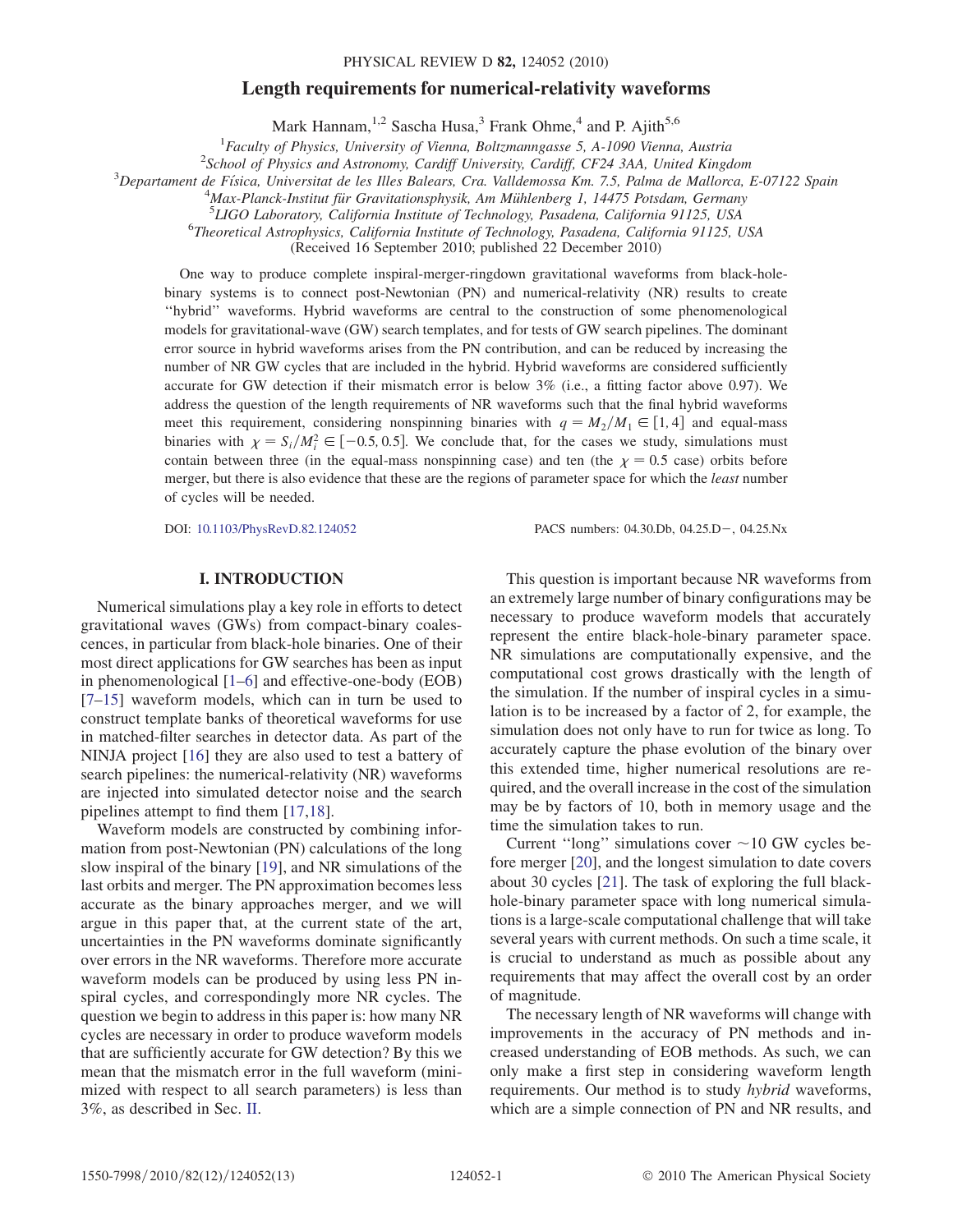# Length requirements for numerical-relativity waveforms

Mark Hannam,[1,2] Sascha Husa,[3] Frank Ohme,[4] and P. Ajith[5,6]

[1] *Faculty of Physics, University of Vienna, Boltzmanngasse 5, A-1090 Vienna, Austria*
[2] *School of Physics and Astronomy, Cardiff University, Cardiff, CF24 3AA, United Kingdom*
[3] *Departament de Física, Universitat de les Illes Balears, Cra. Valldemossa Km. 7.5, Palma de Mallorca, E-07122 Spain*
[4] *Max-Planck-Institut für Gravitationsphysik, Am Mühlenberg 1, 14475 Potsdam, Germany*
[5] *LIGO Laboratory, California Institute of Technology, Pasadena, California 91125, USA*
[6] *Theoretical Astrophysics, California Institute of Technology, Pasadena, California 91125, USA*

(Received 16 September 2010; published 22 December 2010)

One way to produce complete inspiral-merger-ringdown gravitational waveforms from black-hole-binary systems is to connect post-Newtonian (PN) and numerical-relativity (NR) results to create "hybrid" waveforms. Hybrid waveforms are central to the construction of some phenomenological models for gravitational-wave (GW) search templates, and for tests of GW search pipelines. The dominant error source in hybrid waveforms arises from the PN contribution, and can be reduced by increasing the number of NR GW cycles that are included in the hybrid. Hybrid waveforms are considered sufficiently accurate for GW detection if their mismatch error is below 3% (i.e., a fitting factor above 0.97). We address the question of the length requirements of NR waveforms such that the final hybrid waveforms meet this requirement, considering nonspinning binaries with $q = M_2/M_1 \in [1, 4]$ and equal-mass binaries with $\chi = S_i/M_i^2 \in [-0.5, 0.5]$. We conclude that, for the cases we study, simulations must contain between three (in the equal-mass nonspinning case) and ten (the $\chi = 0.5$ case) orbits before merger, but there is also evidence that these are the regions of parameter space for which the *least* number of cycles will be needed.

DOI: 10.1103/PhysRevD.82.124052 PACS numbers: 04.30.Db, 04.25.D−, 04.25.Nx

## I. INTRODUCTION

Numerical simulations play a key role in efforts to detect gravitational waves (GWs) from compact-binary coalescences, in particular from black-hole binaries. One of their most direct applications for GW searches has been as input in phenomenological [1–6] and effective-one-body (EOB) [7–15] waveform models, which can in turn be used to construct template banks of theoretical waveforms for use in matched-filter searches in detector data. As part of the NINJA project [16] they are also used to test a battery of search pipelines: the numerical-relativity (NR) waveforms are injected into simulated detector noise and the search pipelines attempt to find them [17,18].

Waveform models are constructed by combining information from post-Newtonian (PN) calculations of the long slow inspiral of the binary [19], and NR simulations of the last orbits and merger. The PN approximation becomes less accurate as the binary approaches merger, and we will argue in this paper that, at the current state of the art, uncertainties in the PN waveforms dominate significantly over errors in the NR waveforms. Therefore more accurate waveform models can be produced by using less PN inspiral cycles, and correspondingly more NR cycles. The question we begin to address in this paper is: how many NR cycles are necessary in order to produce waveform models that are sufficiently accurate for GW detection? By this we mean that the mismatch error in the full waveform (minimized with respect to all search parameters) is less than 3%, as described in Sec. II.

This question is important because NR waveforms from an extremely large number of binary configurations may be necessary to produce waveform models that accurately represent the entire black-hole-binary parameter space. NR simulations are computationally expensive, and the computational cost grows drastically with the length of the simulation. If the number of inspiral cycles in a simulation is to be increased by a factor of 2, for example, the simulation does not only have to run for twice as long. To accurately capture the phase evolution of the binary over this extended time, higher numerical resolutions are required, and the overall increase in the cost of the simulation may be by factors of 10, both in memory usage and the time the simulation takes to run.

Current "long" simulations cover $\sim 10$ GW cycles before merger [20], and the longest simulation to date covers about 30 cycles [21]. The task of exploring the full black-hole-binary parameter space with long numerical simulations is a large-scale computational challenge that will take several years with current methods. On such a time scale, it is crucial to understand as much as possible about any requirements that may affect the overall cost by an order of magnitude.

The necessary length of NR waveforms will change with improvements in the accuracy of PN methods and increased understanding of EOB methods. As such, we can only make a first step in considering waveform length requirements. Our method is to study *hybrid* waveforms, which are a simple connection of PN and NR results, and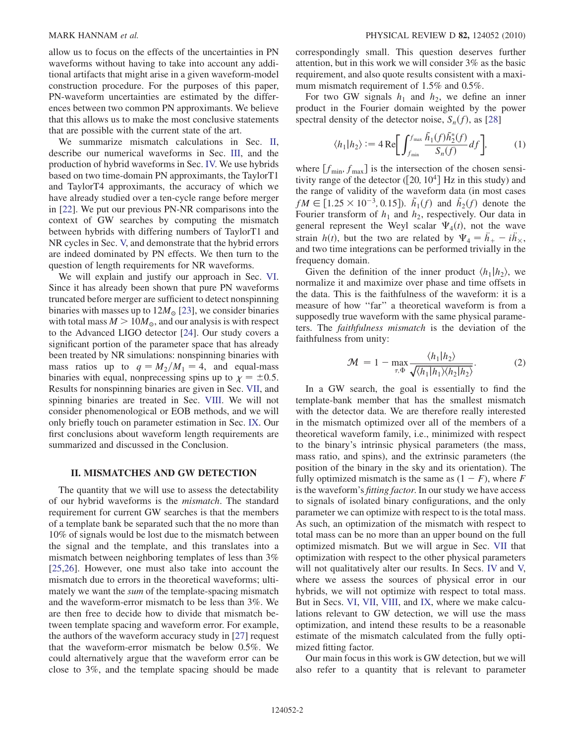allow us to focus on the effects of the uncertainties in PN waveforms without having to take into account any additional artifacts that might arise in a given waveform-model construction procedure. For the purposes of this paper, PN-waveform uncertainties are estimated by the differences between two common PN approximants. We believe that this allows us to make the most conclusive statements that are possible with the current state of the art.

We summarize mismatch calculations in Sec. II, describe our numerical waveforms in Sec. III, and the production of hybrid waveforms in Sec. IV. We use hybrids based on two time-domain PN approximants, the TaylorT1 and TaylorT4 approximants, the accuracy of which we have already studied over a ten-cycle range before merger in [22]. We put our previous PN-NR comparisons into the context of GW searches by computing the mismatch between hybrids with differing numbers of TaylorT1 and NR cycles in Sec. V, and demonstrate that the hybrid errors are indeed dominated by PN effects. We then turn to the question of length requirements for NR waveforms.

We will explain and justify our approach in Sec. VI. Since it has already been shown that pure PN waveforms truncated before merger are sufficient to detect nonspinning binaries with masses up to $12M_{\odot}$ [23], we consider binaries with total mass $M > 10M_{\odot}$, and our analysis is with respect to the Advanced LIGO detector [24]. Our study covers a significant portion of the parameter space that has already been treated by NR simulations: nonspinning binaries with mass ratios up to $q = M_2/M_1 = 4$, and equal-mass binaries with equal, nonprecessing spins up to $\chi = \pm 0.5$. Results for nonspinning binaries are given in Sec. VII, and spinning binaries are treated in Sec. VIII. We will not consider phenomenological or EOB methods, and we will only briefly touch on parameter estimation in Sec. IX. Our first conclusions about waveform length requirements are summarized and discussed in the Conclusion.

## II. MISMATCHES AND GW DETECTION

The quantity that we will use to assess the detectability of our hybrid waveforms is the *mismatch*. The standard requirement for current GW searches is that the members of a template bank be separated such that the no more than 10% of signals would be lost due to the mismatch between the signal and the template, and this translates into a mismatch between neighboring templates of less than 3% [25,26]. However, one must also take into account the mismatch due to errors in the theoretical waveforms; ultimately we want the *sum* of the template-spacing mismatch and the waveform-error mismatch to be less than 3%. We are then free to decide how to divide that mismatch between template spacing and waveform error. For example, the authors of the waveform accuracy study in [27] request that the waveform-error mismatch be below 0.5%. We could alternatively argue that the waveform error can be close to 3%, and the template spacing should be made correspondingly small. This question deserves further attention, but in this work we will consider 3% as the basic requirement, and also quote results consistent with a maximum mismatch requirement of 1.5% and 0.5%.

For two GW signals $h_1$ and $h_2$, we define an inner product in the Fourier domain weighted by the power spectral density of the detector noise, $S_n(f)$, as [28]

$$\langle h_1 | h_2 \rangle := 4\,\mathrm{Re}\left[\int_{f_{\min}}^{f_{\max}} \frac{\tilde{h}_1(f)\tilde{h}_2^*(f)}{S_n(f)} df\right], \tag{1}$$

where $[f_{\min}, f_{\max}]$ is the intersection of the chosen sensitivity range of the detector ($[20, 10^4]$ Hz in this study) and the range of validity of the waveform data (in most cases $fM \in [1.25 \times 10^{-3}, 0.15]$). $\tilde{h}_1(f)$ and $\tilde{h}_2(f)$ denote the Fourier transform of $h_1$ and $h_2$, respectively. Our data in general represent the Weyl scalar $\Psi_4(t)$, not the wave strain $h(t)$, but the two are related by $\Psi_4 = \ddot{h}_+ - i\ddot{h}_\times$, and two time integrations can be performed trivially in the frequency domain.

Given the definition of the inner product $\langle h_1 | h_2 \rangle$, we normalize it and maximize over phase and time offsets in the data. This is the faithfulness of the waveform: it is a measure of how "far" a theoretical waveform is from a supposedly true waveform with the same physical parameters. The *faithfulness mismatch* is the deviation of the faithfulness from unity:

$$\mathcal{M} = 1 - \max_{\tau,\Phi} \frac{\langle h_1 | h_2 \rangle}{\sqrt{\langle h_1 | h_1 \rangle \langle h_2 | h_2 \rangle}}. \tag{2}$$

In a GW search, the goal is essentially to find the template-bank member that has the smallest mismatch with the detector data. We are therefore really interested in the mismatch optimized over all of the members of a theoretical waveform family, i.e., minimized with respect to the binary's intrinsic physical parameters (the mass, mass ratio, and spins), and the extrinsic parameters (the position of the binary in the sky and its orientation). The fully optimized mismatch is the same as $(1 - F)$, where $F$ is the waveform's *fitting factor*. In our study we have access to signals of isolated binary configurations, and the only parameter we can optimize with respect to is the total mass. As such, an optimization of the mismatch with respect to total mass can be no more than an upper bound on the full optimized mismatch. But we will argue in Sec. VII that optimization with respect to the other physical parameters will not qualitatively alter our results. In Secs. IV and V, where we assess the sources of physical error in our hybrids, we will not optimize with respect to total mass. But in Secs. VI, VII, VIII, and IX, where we make calculations relevant to GW detection, we will use the mass optimization, and intend these results to be a reasonable estimate of the mismatch calculated from the fully optimized fitting factor.

Our main focus in this work is GW detection, but we will also refer to a quantity that is relevant to parameter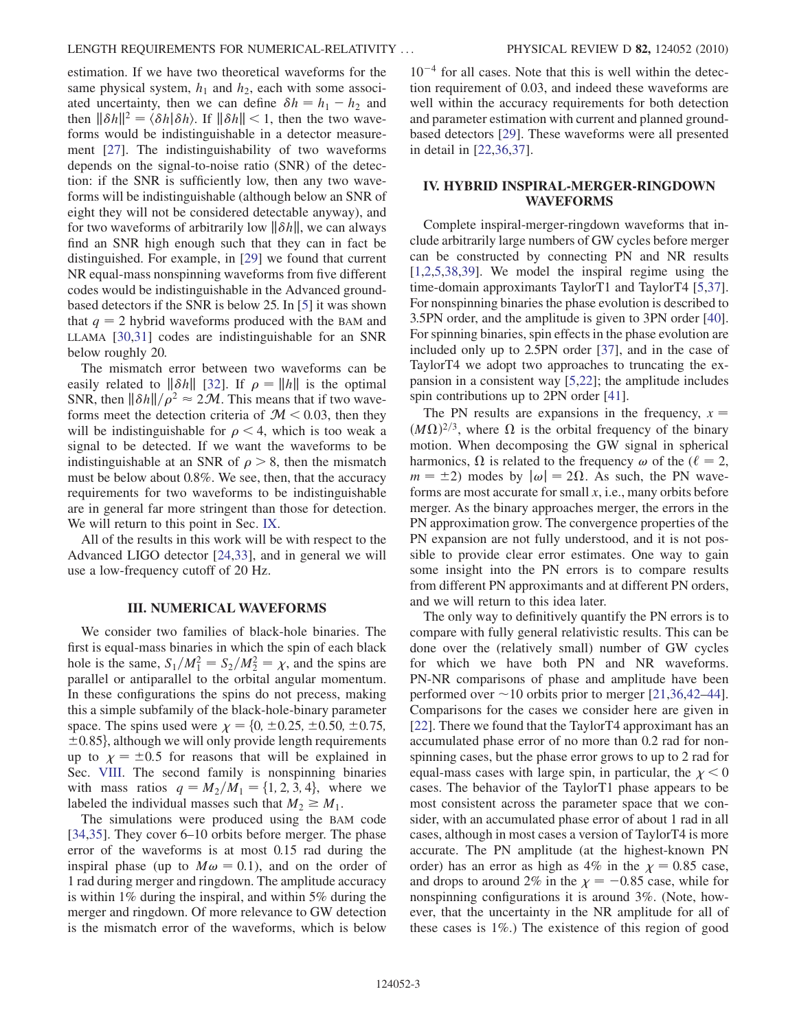estimation. If we have two theoretical waveforms for the same physical system, $h_1$ and $h_2$, each with some associated uncertainty, then we can define $\delta h = h_1 - h_2$ and then $\|\delta h\|^2 = \langle \delta h | \delta h \rangle$. If $\|\delta h\| < 1$, then the two waveforms would be indistinguishable in a detector measurement [27]. The indistinguishability of two waveforms depends on the signal-to-noise ratio (SNR) of the detection: if the SNR is sufficiently low, then any two waveforms will be indistinguishable (although below an SNR of eight they will not be considered detectable anyway), and for two waveforms of arbitrarily low $\|\delta h\|$, we can always find an SNR high enough such that they can in fact be distinguished. For example, in [29] we found that current NR equal-mass nonspinning waveforms from five different codes would be indistinguishable in the Advanced ground-based detectors if the SNR is below 25. In [5] it was shown that $q = 2$ hybrid waveforms produced with the BAM and LLAMA [30,31] codes are indistinguishable for an SNR below roughly 20.

The mismatch error between two waveforms can be easily related to $\|\delta h\|$ [32]. If $\rho = \|h\|$ is the optimal SNR, then $\|\delta h\|/\rho^2 \approx 2\mathcal{M}$. This means that if two waveforms meet the detection criteria of $\mathcal{M} < 0.03$, then they will be indistinguishable for $\rho < 4$, which is too weak a signal to be detected. If we want the waveforms to be indistinguishable at an SNR of $\rho > 8$, then the mismatch must be below about 0.8%. We see, then, that the accuracy requirements for two waveforms to be indistinguishable are in general far more stringent than those for detection. We will return to this point in Sec. IX.

All of the results in this work will be with respect to the Advanced LIGO detector [24,33], and in general we will use a low-frequency cutoff of 20 Hz.

## III. NUMERICAL WAVEFORMS

We consider two families of black-hole binaries. The first is equal-mass binaries in which the spin of each black hole is the same, $S_1/M_1^2 = S_2/M_2^2 = \chi$, and the spins are parallel or antiparallel to the orbital angular momentum. In these configurations the spins do not precess, making this a simple subfamily of the black-hole-binary parameter space. The spins used were $\chi = \{0, \pm 0.25, \pm 0.50, \pm 0.75, \pm 0.85\}$, although we will only provide length requirements up to $\chi = \pm 0.5$ for reasons that will be explained in Sec. VIII. The second family is nonspinning binaries with mass ratios $q = M_2/M_1 = \{1, 2, 3, 4\}$, where we labeled the individual masses such that $M_2 \geq M_1$.

The simulations were produced using the BAM code [34,35]. They cover 6–10 orbits before merger. The phase error of the waveforms is at most 0.15 rad during the inspiral phase (up to $M\omega = 0.1$), and on the order of 1 rad during merger and ringdown. The amplitude accuracy is within 1% during the inspiral, and within 5% during the merger and ringdown. Of more relevance to GW detection is the mismatch error of the waveforms, which is below $10^{-4}$ for all cases. Note that this is well within the detection requirement of 0.03, and indeed these waveforms are well within the accuracy requirements for both detection and parameter estimation with current and planned ground-based detectors [29]. These waveforms were all presented in detail in [22,36,37].

## IV. HYBRID INSPIRAL-MERGER-RINGDOWN WAVEFORMS

Complete inspiral-merger-ringdown waveforms that include arbitrarily large numbers of GW cycles before merger can be constructed by connecting PN and NR results [1,2,5,38,39]. We model the inspiral regime using the time-domain approximants TaylorT1 and TaylorT4 [5,37]. For nonspinning binaries the phase evolution is described to 3.5PN order, and the amplitude is given to 3PN order [40]. For spinning binaries, spin effects in the phase evolution are included only up to 2.5PN order [37], and in the case of TaylorT4 we adopt two approaches to truncating the expansion in a consistent way [5,22]; the amplitude includes spin contributions up to 2PN order [41].

The PN results are expansions in the frequency, $x = (M\Omega)^{2/3}$, where $\Omega$ is the orbital frequency of the binary motion. When decomposing the GW signal in spherical harmonics, $\Omega$ is related to the frequency $\omega$ of the ($\ell = 2$, $m = \pm 2$) modes by $|\omega| = 2\Omega$. As such, the PN waveforms are most accurate for small $x$, i.e., many orbits before merger. As the binary approaches merger, the errors in the PN approximation grow. The convergence properties of the PN expansion are not fully understood, and it is not possible to provide clear error estimates. One way to gain some insight into the PN errors is to compare results from different PN approximants and at different PN orders, and we will return to this idea later.

The only way to definitively quantify the PN errors is to compare with fully general relativistic results. This can be done over the (relatively small) number of GW cycles for which we have both PN and NR waveforms. PN-NR comparisons of phase and amplitude have been performed over $\sim$10 orbits prior to merger [21,36,42–44]. Comparisons for the cases we consider here are given in [22]. There we found that the TaylorT4 approximant has an accumulated phase error of no more than 0.2 rad for nonspinning cases, but the phase error grows to up to 2 rad for equal-mass cases with large spin, in particular, the $\chi < 0$ cases. The behavior of the TaylorT1 phase appears to be most consistent across the parameter space that we consider, with an accumulated phase error of about 1 rad in all cases, although in most cases a version of TaylorT4 is more accurate. The PN amplitude (at the highest-known PN order) has an error as high as 4% in the $\chi = 0.85$ case, and drops to around 2% in the $\chi = -0.85$ case, while for nonspinning configurations it is around 3%. (Note, however, that the uncertainty in the NR amplitude for all of these cases is 1%.) The existence of this region of good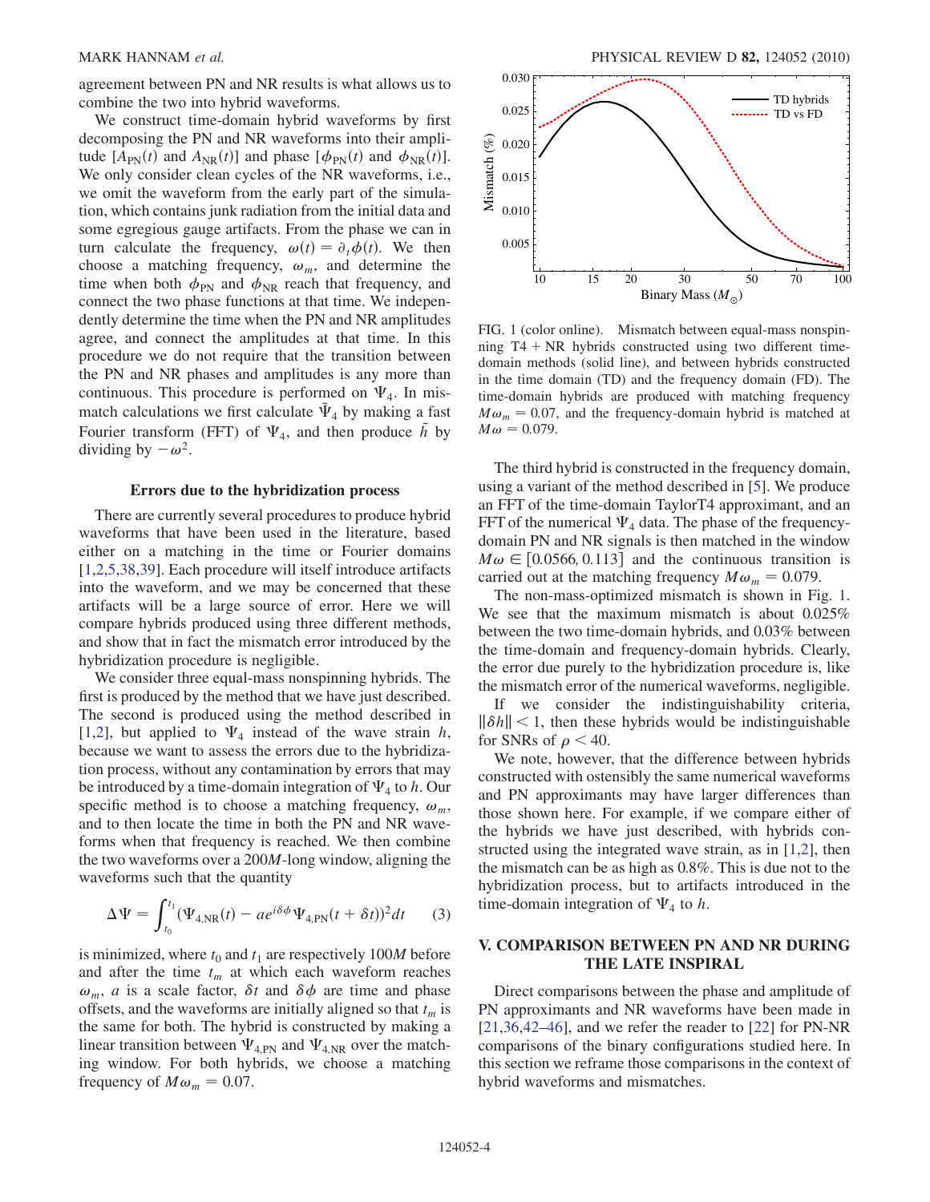agreement between PN and NR results is what allows us to combine the two into hybrid waveforms.

We construct time-domain hybrid waveforms by first decomposing the PN and NR waveforms into their amplitude [$A_{\rm PN}(t)$ and $A_{\rm NR}(t)$] and phase [$\phi_{\rm PN}(t)$ and $\phi_{\rm NR}(t)$]. We only consider clean cycles of the NR waveforms, i.e., we omit the waveform from the early part of the simulation, which contains junk radiation from the initial data and some egregious gauge artifacts. From the phase we can in turn calculate the frequency, $\omega(t) = \partial_t \phi(t)$. We then choose a matching frequency, $\omega_m$, and determine the time when both $\phi_{\rm PN}$ and $\phi_{\rm NR}$ reach that frequency, and connect the two phase functions at that time. We independently determine the time when the PN and NR amplitudes agree, and connect the amplitudes at that time. In this procedure we do not require that the transition between the PN and NR phases and amplitudes is any more than continuous. This procedure is performed on $\Psi_4$. In mismatch calculations we first calculate $\tilde{\Psi}_4$ by making a fast Fourier transform (FFT) of $\Psi_4$, and then produce $\tilde{h}$ by dividing by $-\omega^2$.

### Errors due to the hybridization process

There are currently several procedures to produce hybrid waveforms that have been used in the literature, based either on a matching in the time or Fourier domains [1,2,5,38,39]. Each procedure will itself introduce artifacts into the waveform, and we may be concerned that these artifacts will be a large source of error. Here we will compare hybrids produced using three different methods, and show that in fact the mismatch error introduced by the hybridization procedure is negligible.

We consider three equal-mass nonspinning hybrids. The first is produced by the method that we have just described. The second is produced using the method described in [1,2], but applied to $\Psi_4$ instead of the wave strain $h$, because we want to assess the errors due to the hybridization process, without any contamination by errors that may be introduced by a time-domain integration of $\Psi_4$ to $h$. Our specific method is to choose a matching frequency, $\omega_m$, and to then locate the time in both the PN and NR waveforms when that frequency is reached. We then combine the two waveforms over a $200M$-long window, aligning the waveforms such that the quantity

$$\Delta\Psi = \int_{t_0}^{t_1} (\Psi_{4,\rm NR}(t) - a e^{i\delta\phi} \Psi_{4,\rm PN}(t+\delta t))^2 dt \qquad (3)$$

is minimized, where $t_0$ and $t_1$ are respectively $100M$ before and after the time $t_m$ at which each waveform reaches $\omega_m$, $a$ is a scale factor, $\delta t$ and $\delta\phi$ are time and phase offsets, and the waveforms are initially aligned so that $t_m$ is the same for both. The hybrid is constructed by making a linear transition between $\Psi_{4,\rm PN}$ and $\Psi_{4,\rm NR}$ over the matching window. For both hybrids, we choose a matching frequency of $M\omega_m = 0.07$.

FIG. 1 (color online). Mismatch between equal-mass nonspinning T4 + NR hybrids constructed using two different time-domain methods (solid line), and between hybrids constructed in the time domain (TD) and the frequency domain (FD). The time-domain hybrids are produced with matching frequency $M\omega_m = 0.07$, and the frequency-domain hybrid is matched at $M\omega = 0.079$.

The third hybrid is constructed in the frequency domain, using a variant of the method described in [5]. We produce an FFT of the time-domain TaylorT4 approximant, and an FFT of the numerical $\Psi_4$ data. The phase of the frequency-domain PN and NR signals is then matched in the window $M\omega \in [0.0566, 0.113]$ and the continuous transition is carried out at the matching frequency $M\omega_m = 0.079$.

The non-mass-optimized mismatch is shown in Fig. 1. We see that the maximum mismatch is about 0.025% between the two time-domain hybrids, and 0.03% between the time-domain and frequency-domain hybrids. Clearly, the error due purely to the hybridization procedure is, like the mismatch error of the numerical waveforms, negligible.

If we consider the indistinguishability criteria, $\|\delta h\| < 1$, then these hybrids would be indistinguishable for SNRs of $\rho < 40$.

We note, however, that the difference between hybrids constructed with ostensibly the same numerical waveforms and PN approximants may have larger differences than those shown here. For example, if we compare either of the hybrids we have just described, with hybrids constructed using the integrated wave strain, as in [1,2], then the mismatch can be as high as 0.8%. This is due not to the hybridization process, but to artifacts introduced in the time-domain integration of $\Psi_4$ to $h$.

## V. COMPARISON BETWEEN PN AND NR DURING THE LATE INSPIRAL

Direct comparisons between the phase and amplitude of PN approximants and NR waveforms have been made in [21,36,42–46], and we refer the reader to [22] for PN-NR comparisons of the binary configurations studied here. In this section we reframe those comparisons in the context of hybrid waveforms and mismatches.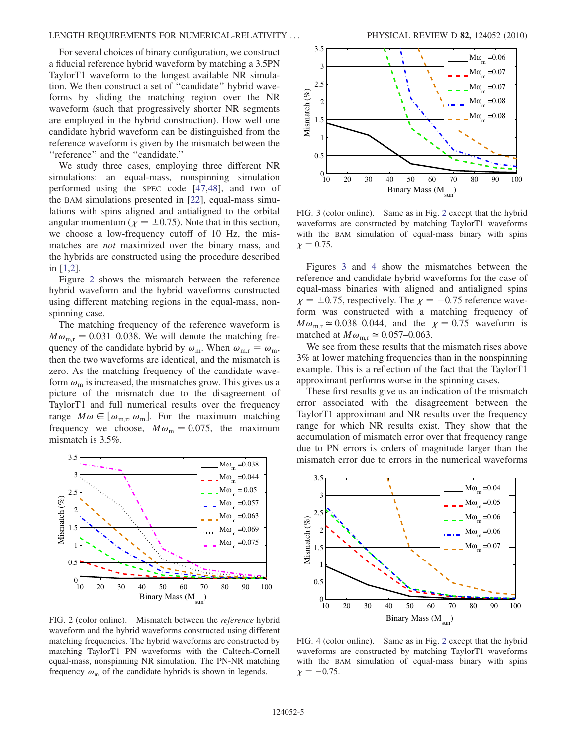For several choices of binary configuration, we construct a fiducial reference hybrid waveform by matching a 3.5PN TaylorT1 waveform to the longest available NR simulation. We then construct a set of "candidate" hybrid waveforms by sliding the matching region over the NR waveform (such that progressively shorter NR segments are employed in the hybrid construction). How well one candidate hybrid waveform can be distinguished from the reference waveform is given by the mismatch between the "reference" and the "candidate."

We study three cases, employing three different NR simulations: an equal-mass, nonspinning simulation performed using the SPEC code [47,48], and two of the BAM simulations presented in [22], equal-mass simulations with spins aligned and antialigned to the orbital angular momentum ($\chi = \pm 0.75$). Note that in this section, we choose a low-frequency cutoff of 10 Hz, the mismatches are *not* maximized over the binary mass, and the hybrids are constructed using the procedure described in [1,2].

Figure 2 shows the mismatch between the reference hybrid waveform and the hybrid waveforms constructed using different matching regions in the equal-mass, nonspinning case.

The matching frequency of the reference waveform is $M\omega_{\mathrm{m,r}} = 0.031$–$0.038$. We will denote the matching frequency of the candidate hybrid by $\omega_{\mathrm{m}}$. When $\omega_{\mathrm{m,r}} = \omega_{\mathrm{m}}$, then the two waveforms are identical, and the mismatch is zero. As the matching frequency of the candidate waveform $\omega_{\mathrm{m}}$ is increased, the mismatches grow. This gives us a picture of the mismatch due to the disagreement of TaylorT1 and full numerical results over the frequency range $M\omega \in [\omega_{\mathrm{m,r}}, \omega_{\mathrm{m}}]$. For the maximum matching frequency we choose, $M\omega_{\mathrm{m}} = 0.075$, the maximum mismatch is 3.5%.

FIG. 2 (color online). Mismatch between the *reference* hybrid waveform and the hybrid waveforms constructed using different matching frequencies. The hybrid waveforms are constructed by matching TaylorT1 PN waveforms with the Caltech-Cornell equal-mass, nonspinning NR simulation. The PN-NR matching frequency $\omega_{\mathrm{m}}$ of the candidate hybrids is shown in legends.

FIG. 3 (color online). Same as in Fig. 2 except that the hybrid waveforms are constructed by matching TaylorT1 waveforms with the BAM simulation of equal-mass binary with spins $\chi = 0.75$.

Figures 3 and 4 show the mismatches between the reference and candidate hybrid waveforms for the case of equal-mass binaries with aligned and antialigned spins $\chi = \pm 0.75$, respectively. The $\chi = -0.75$ reference waveform was constructed with a matching frequency of $M\omega_{\mathrm{m,r}} \simeq 0.038$–$0.044$, and the $\chi = 0.75$ waveform is matched at $M\omega_{\mathrm{m,r}} \simeq 0.057$–$0.063$.

We see from these results that the mismatch rises above 3% at lower matching frequencies than in the nonspinning example. This is a reflection of the fact that the TaylorT1 approximant performs worse in the spinning cases.

These first results give us an indication of the mismatch error associated with the disagreement between the TaylorT1 approximant and NR results over the frequency range for which NR results exist. They show that the accumulation of mismatch error over that frequency range due to PN errors is orders of magnitude larger than the mismatch error due to errors in the numerical waveforms

FIG. 4 (color online). Same as in Fig. 2 except that the hybrid waveforms are constructed by matching TaylorT1 waveforms with the BAM simulation of equal-mass binary with spins $\chi = -0.75$.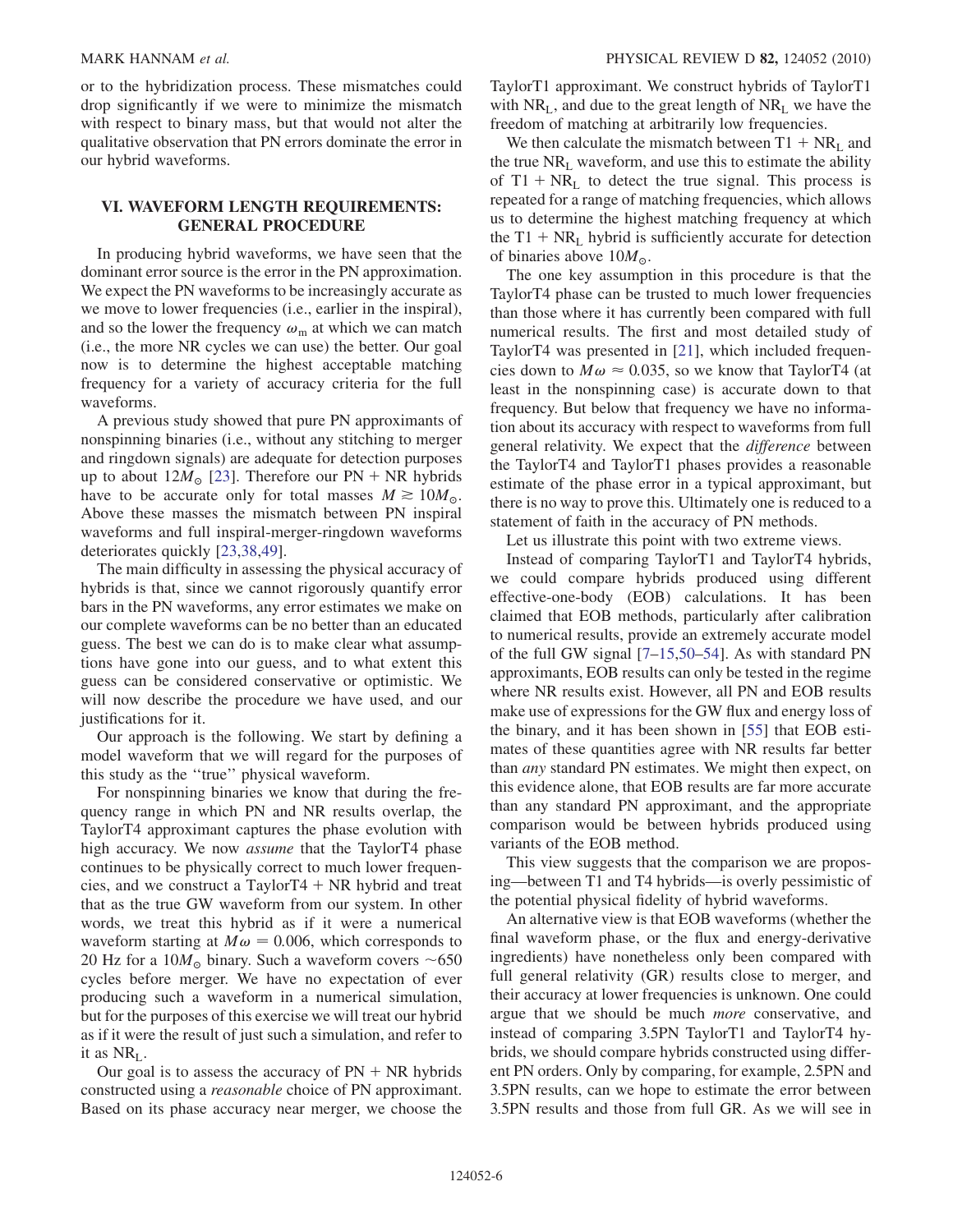or to the hybridization process. These mismatches could drop significantly if we were to minimize the mismatch with respect to binary mass, but that would not alter the qualitative observation that PN errors dominate the error in our hybrid waveforms.

## VI. WAVEFORM LENGTH REQUIREMENTS: GENERAL PROCEDURE

In producing hybrid waveforms, we have seen that the dominant error source is the error in the PN approximation. We expect the PN waveforms to be increasingly accurate as we move to lower frequencies (i.e., earlier in the inspiral), and so the lower the frequency $\omega_m$ at which we can match (i.e., the more NR cycles we can use) the better. Our goal now is to determine the highest acceptable matching frequency for a variety of accuracy criteria for the full waveforms.

A previous study showed that pure PN approximants of nonspinning binaries (i.e., without any stitching to merger and ringdown signals) are adequate for detection purposes up to about $12M_\odot$ [23]. Therefore our PN + NR hybrids have to be accurate only for total masses $M \gtrsim 10M_\odot$. Above these masses the mismatch between PN inspiral waveforms and full inspiral-merger-ringdown waveforms deteriorates quickly [23,38,49].

The main difficulty in assessing the physical accuracy of hybrids is that, since we cannot rigorously quantify error bars in the PN waveforms, any error estimates we make on our complete waveforms can be no better than an educated guess. The best we can do is to make clear what assumptions have gone into our guess, and to what extent this guess can be considered conservative or optimistic. We will now describe the procedure we have used, and our justifications for it.

Our approach is the following. We start by defining a model waveform that we will regard for the purposes of this study as the "true" physical waveform.

For nonspinning binaries we know that during the frequency range in which PN and NR results overlap, the TaylorT4 approximant captures the phase evolution with high accuracy. We now *assume* that the TaylorT4 phase continues to be physically correct to much lower frequencies, and we construct a TaylorT4 + NR hybrid and treat that as the true GW waveform from our system. In other words, we treat this hybrid as if it were a numerical waveform starting at $M\omega = 0.006$, which corresponds to 20 Hz for a $10M_\odot$ binary. Such a waveform covers $\sim$650 cycles before merger. We have no expectation of ever producing such a waveform in a numerical simulation, but for the purposes of this exercise we will treat our hybrid as if it were the result of just such a simulation, and refer to it as $\mathrm{NR_L}$.

Our goal is to assess the accuracy of PN + NR hybrids constructed using a *reasonable* choice of PN approximant. Based on its phase accuracy near merger, we choose the TaylorT1 approximant. We construct hybrids of TaylorT1 with $\mathrm{NR_L}$, and due to the great length of $\mathrm{NR_L}$ we have the freedom of matching at arbitrarily low frequencies.

We then calculate the mismatch between $\mathrm{T1 + NR_L}$ and the true $\mathrm{NR_L}$ waveform, and use this to estimate the ability of $\mathrm{T1 + NR_L}$ to detect the true signal. This process is repeated for a range of matching frequencies, which allows us to determine the highest matching frequency at which the $\mathrm{T1 + NR_L}$ hybrid is sufficiently accurate for detection of binaries above $10M_\odot$.

The one key assumption in this procedure is that the TaylorT4 phase can be trusted to much lower frequencies than those where it has currently been compared with full numerical results. The first and most detailed study of TaylorT4 was presented in [21], which included frequencies down to $M\omega \approx 0.035$, so we know that TaylorT4 (at least in the nonspinning case) is accurate down to that frequency. But below that frequency we have no information about its accuracy with respect to waveforms from full general relativity. We expect that the *difference* between the TaylorT4 and TaylorT1 phases provides a reasonable estimate of the phase error in a typical approximant, but there is no way to prove this. Ultimately one is reduced to a statement of faith in the accuracy of PN methods.

Let us illustrate this point with two extreme views.

Instead of comparing TaylorT1 and TaylorT4 hybrids, we could compare hybrids produced using different effective-one-body (EOB) calculations. It has been claimed that EOB methods, particularly after calibration to numerical results, provide an extremely accurate model of the full GW signal [7–15,50–54]. As with standard PN approximants, EOB results can only be tested in the regime where NR results exist. However, all PN and EOB results make use of expressions for the GW flux and energy loss of the binary, and it has been shown in [55] that EOB estimates of these quantities agree with NR results far better than *any* standard PN estimates. We might then expect, on this evidence alone, that EOB results are far more accurate than any standard PN approximant, and the appropriate comparison would be between hybrids produced using variants of the EOB method.

This view suggests that the comparison we are proposing—between T1 and T4 hybrids—is overly pessimistic of the potential physical fidelity of hybrid waveforms.

An alternative view is that EOB waveforms (whether the final waveform phase, or the flux and energy-derivative ingredients) have nonetheless only been compared with full general relativity (GR) results close to merger, and their accuracy at lower frequencies is unknown. One could argue that we should be much *more* conservative, and instead of comparing 3.5PN TaylorT1 and TaylorT4 hybrids, we should compare hybrids constructed using different PN orders. Only by comparing, for example, 2.5PN and 3.5PN results, can we hope to estimate the error between 3.5PN results and those from full GR. As we will see in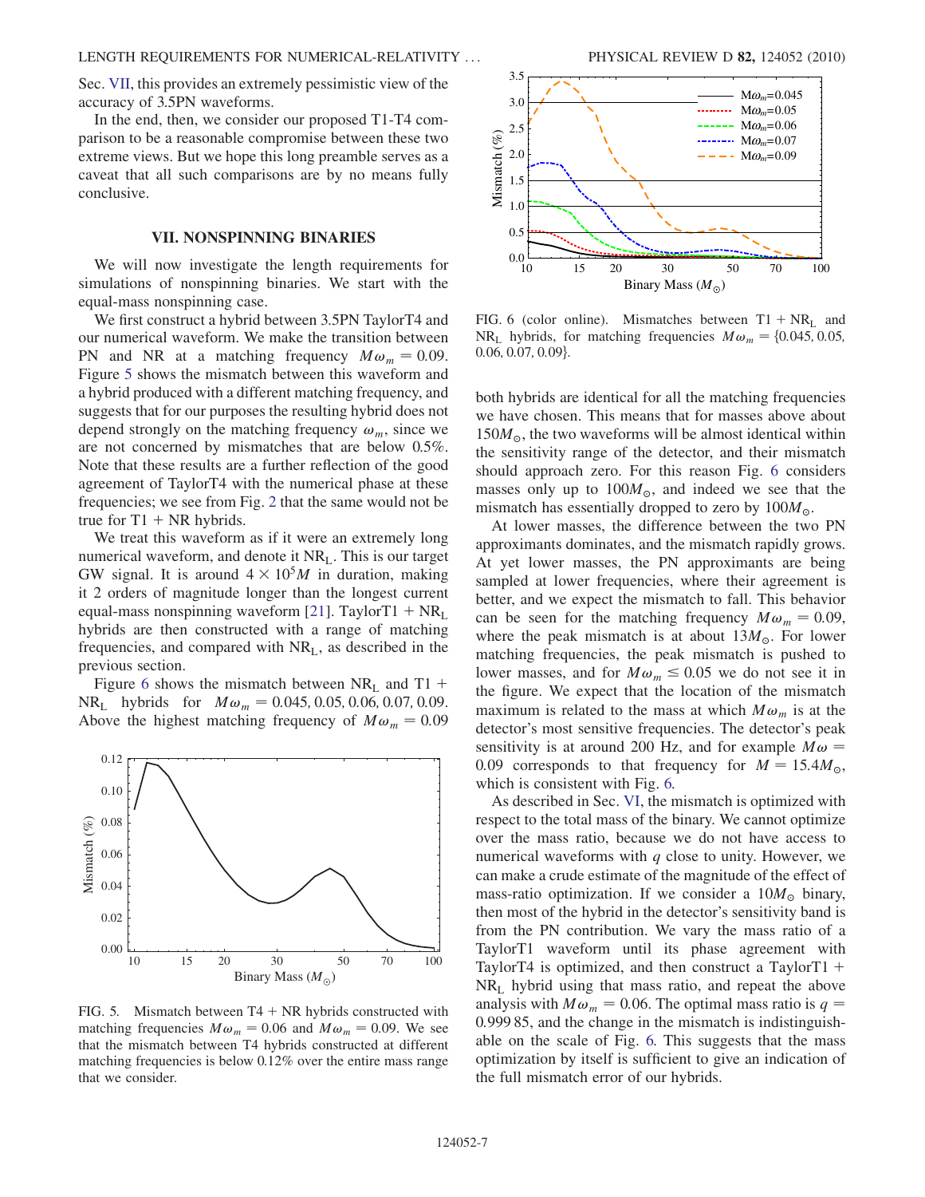Sec. VII, this provides an extremely pessimistic view of the accuracy of 3.5PN waveforms.

In the end, then, we consider our proposed T1-T4 comparison to be a reasonable compromise between these two extreme views. But we hope this long preamble serves as a caveat that all such comparisons are by no means fully conclusive.

## VII. NONSPINNING BINARIES

We will now investigate the length requirements for simulations of nonspinning binaries. We start with the equal-mass nonspinning case.

We first construct a hybrid between 3.5PN TaylorT4 and our numerical waveform. We make the transition between PN and NR at a matching frequency $M\omega_m = 0.09$. Figure 5 shows the mismatch between this waveform and a hybrid produced with a different matching frequency, and suggests that for our purposes the resulting hybrid does not depend strongly on the matching frequency $\omega_m$, since we are not concerned by mismatches that are below 0.5%. Note that these results are a further reflection of the good agreement of TaylorT4 with the numerical phase at these frequencies; we see from Fig. 2 that the same would not be true for T1 + NR hybrids.

We treat this waveform as if it were an extremely long numerical waveform, and denote it $\mathrm{NR_L}$. This is our target GW signal. It is around $4 \times 10^5 M$ in duration, making it 2 orders of magnitude longer than the longest current equal-mass nonspinning waveform [21]. TaylorT1 + $\mathrm{NR_L}$ hybrids are then constructed with a range of matching frequencies, and compared with $\mathrm{NR_L}$, as described in the previous section.

Figure 6 shows the mismatch between $\mathrm{NR_L}$ and T1 + $\mathrm{NR_L}$ hybrids for $M\omega_m = 0.045, 0.05, 0.06, 0.07, 0.09$. Above the highest matching frequency of $M\omega_m = 0.09$

FIG. 5. Mismatch between T4 + NR hybrids constructed with matching frequencies $M\omega_m = 0.06$ and $M\omega_m = 0.09$. We see that the mismatch between T4 hybrids constructed at different matching frequencies is below 0.12% over the entire mass range that we consider.

FIG. 6 (color online). Mismatches between T1 + $\mathrm{NR_L}$ and $\mathrm{NR_L}$ hybrids, for matching frequencies $M\omega_m = \{0.045, 0.05, 0.06, 0.07, 0.09\}$.

both hybrids are identical for all the matching frequencies we have chosen. This means that for masses above about $150M_\odot$, the two waveforms will be almost identical within the sensitivity range of the detector, and their mismatch should approach zero. For this reason Fig. 6 considers masses only up to $100M_\odot$, and indeed we see that the mismatch has essentially dropped to zero by $100M_\odot$.

At lower masses, the difference between the two PN approximants dominates, and the mismatch rapidly grows. At yet lower masses, the PN approximants are being sampled at lower frequencies, where their agreement is better, and we expect the mismatch to fall. This behavior can be seen for the matching frequency $M\omega_m = 0.09$, where the peak mismatch is at about $13M_\odot$. For lower matching frequencies, the peak mismatch is pushed to lower masses, and for $M\omega_m \leq 0.05$ we do not see it in the figure. We expect that the location of the mismatch maximum is related to the mass at which $M\omega_m$ is at the detector's most sensitive frequencies. The detector's peak sensitivity is at around 200 Hz, and for example $M\omega = 0.09$ corresponds to that frequency for $M = 15.4M_\odot$, which is consistent with Fig. 6.

As described in Sec. VI, the mismatch is optimized with respect to the total mass of the binary. We cannot optimize over the mass ratio, because we do not have access to numerical waveforms with $q$ close to unity. However, we can make a crude estimate of the magnitude of the effect of mass-ratio optimization. If we consider a $10M_\odot$ binary, then most of the hybrid in the detector's sensitivity band is from the PN contribution. We vary the mass ratio of a TaylorT1 waveform until its phase agreement with TaylorT4 is optimized, and then construct a TaylorT1 + $\mathrm{NR_L}$ hybrid using that mass ratio, and repeat the above analysis with $M\omega_m = 0.06$. The optimal mass ratio is $q = 0.999\,85$, and the change in the mismatch is indistinguishable on the scale of Fig. 6. This suggests that the mass optimization by itself is sufficient to give an indication of the full mismatch error of our hybrids.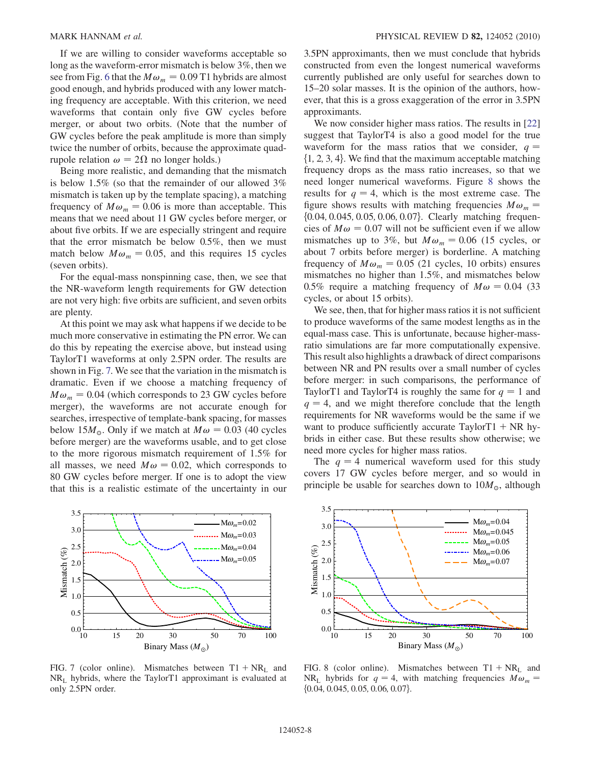If we are willing to consider waveforms acceptable so long as the waveform-error mismatch is below 3%, then we see from Fig. 6 that the $M\omega_m = 0.09$ T1 hybrids are almost good enough, and hybrids produced with any lower matching frequency are acceptable. With this criterion, we need waveforms that contain only five GW cycles before merger, or about two orbits. (Note that the number of GW cycles before the peak amplitude is more than simply twice the number of orbits, because the approximate quadrupole relation $\omega = 2\Omega$ no longer holds.)

Being more realistic, and demanding that the mismatch is below 1.5% (so that the remainder of our allowed 3% mismatch is taken up by the template spacing), a matching frequency of $M\omega_m = 0.06$ is more than acceptable. This means that we need about 11 GW cycles before merger, or about five orbits. If we are especially stringent and require that the error mismatch be below 0.5%, then we must match below $M\omega_m = 0.05$, and this requires 15 cycles (seven orbits).

For the equal-mass nonspinning case, then, we see that the NR-waveform length requirements for GW detection are not very high: five orbits are sufficient, and seven orbits are plenty.

At this point we may ask what happens if we decide to be much more conservative in estimating the PN error. We can do this by repeating the exercise above, but instead using TaylorT1 waveforms at only 2.5PN order. The results are shown in Fig. 7. We see that the variation in the mismatch is dramatic. Even if we choose a matching frequency of $M\omega_m = 0.04$ (which corresponds to 23 GW cycles before merger), the waveforms are not accurate enough for searches, irrespective of template-bank spacing, for masses below $15M_\odot$. Only if we match at $M\omega = 0.03$ (40 cycles before merger) are the waveforms usable, and to get close to the more rigorous mismatch requirement of 1.5% for all masses, we need $M\omega = 0.02$, which corresponds to 80 GW cycles before merger. If one is to adopt the view that this is a realistic estimate of the uncertainty in our 3.5PN approximants, then we must conclude that hybrids constructed from even the longest numerical waveforms currently published are only useful for searches down to 15–20 solar masses. It is the opinion of the authors, however, that this is a gross exaggeration of the error in 3.5PN approximants.

We now consider higher mass ratios. The results in [22] suggest that TaylorT4 is also a good model for the true waveform for the mass ratios that we consider, $q = \{1, 2, 3, 4\}$. We find that the maximum acceptable matching frequency drops as the mass ratio increases, so that we need longer numerical waveforms. Figure 8 shows the results for $q = 4$, which is the most extreme case. The figure shows results with matching frequencies $M\omega_m = \{0.04, 0.045, 0.05, 0.06, 0.07\}$. Clearly matching frequencies of $M\omega = 0.07$ will not be sufficient even if we allow mismatches up to 3%, but $M\omega_m = 0.06$ (15 cycles, or about 7 orbits before merger) is borderline. A matching frequency of $M\omega_m = 0.05$ (21 cycles, 10 orbits) ensures mismatches no higher than 1.5%, and mismatches below 0.5% require a matching frequency of $M\omega = 0.04$ (33 cycles, or about 15 orbits).

We see, then, that for higher mass ratios it is not sufficient to produce waveforms of the same modest lengths as in the equal-mass case. This is unfortunate, because higher-mass-ratio simulations are far more computationally expensive. This result also highlights a drawback of direct comparisons between NR and PN results over a small number of cycles before merger: in such comparisons, the performance of TaylorT1 and TaylorT4 is roughly the same for $q = 1$ and $q = 4$, and we might therefore conclude that the length requirements for NR waveforms would be the same if we want to produce sufficiently accurate TaylorT1 + NR hybrids in either case. But these results show otherwise; we need more cycles for higher mass ratios.

The $q = 4$ numerical waveform used for this study covers 17 GW cycles before merger, and so would in principle be usable for searches down to $10M_\odot$, although

FIG. 7 (color online). Mismatches between T1 + NR$_\mathrm{L}$ and NR$_\mathrm{L}$ hybrids, where the TaylorT1 approximant is evaluated at only 2.5PN order.

FIG. 8 (color online). Mismatches between T1 + NR$_\mathrm{L}$ and NR$_\mathrm{L}$ hybrids for $q = 4$, with matching frequencies $M\omega_m = \{0.04, 0.045, 0.05, 0.06, 0.07\}$.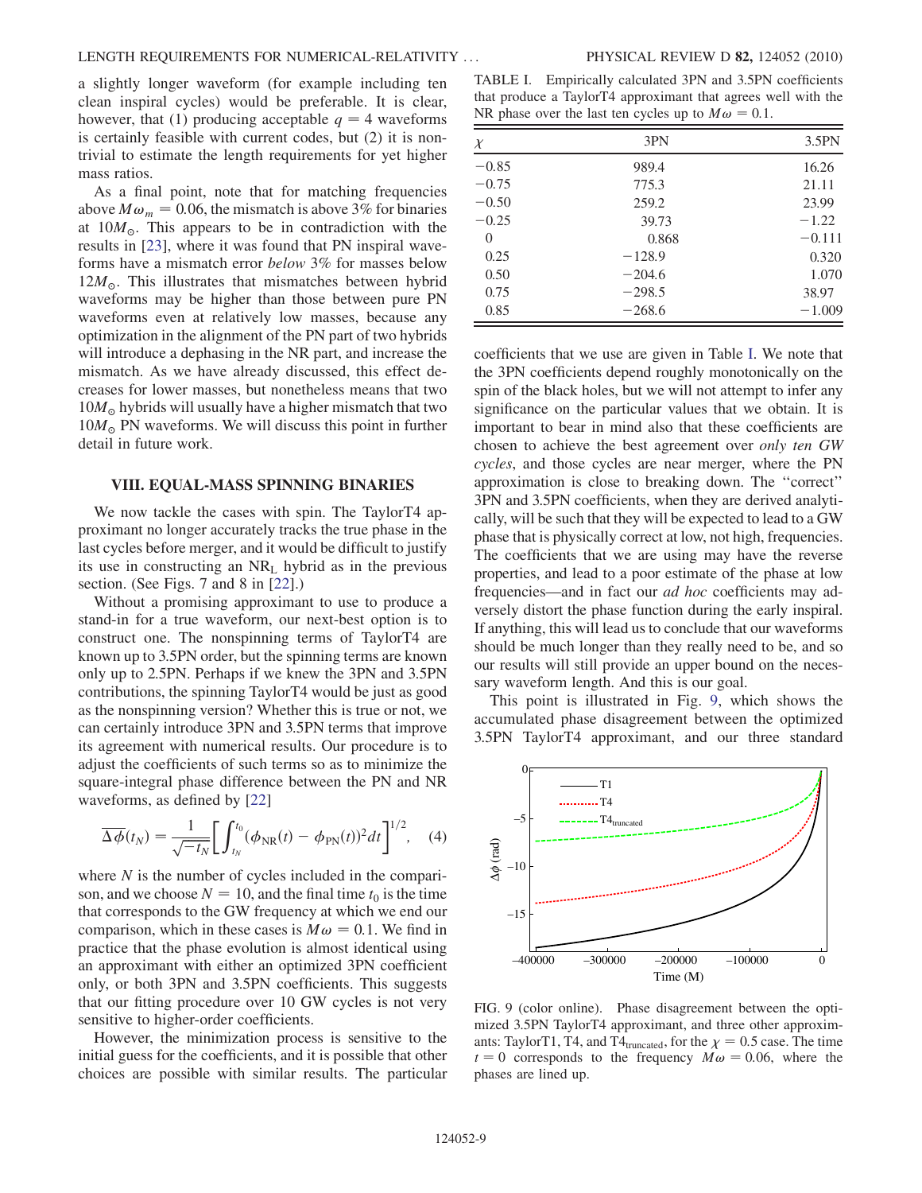a slightly longer waveform (for example including ten clean inspiral cycles) would be preferable. It is clear, however, that (1) producing acceptable $q = 4$ waveforms is certainly feasible with current codes, but (2) it is nontrivial to estimate the length requirements for yet higher mass ratios.

As a final point, note that for matching frequencies above $M\omega_m = 0.06$, the mismatch is above 3% for binaries at $10M_\odot$. This appears to be in contradiction with the results in [23], where it was found that PN inspiral waveforms have a mismatch error *below* 3% for masses below $12M_\odot$. This illustrates that mismatches between hybrid waveforms may be higher than those between pure PN waveforms even at relatively low masses, because any optimization in the alignment of the PN part of two hybrids will introduce a dephasing in the NR part, and increase the mismatch. As we have already discussed, this effect decreases for lower masses, but nonetheless means that two $10M_\odot$ hybrids will usually have a higher mismatch that two $10M_\odot$ PN waveforms. We will discuss this point in further detail in future work.

## VIII. EQUAL-MASS SPINNING BINARIES

We now tackle the cases with spin. The TaylorT4 approximant no longer accurately tracks the true phase in the last cycles before merger, and it would be difficult to justify its use in constructing an $\mathrm{NR_L}$ hybrid as in the previous section. (See Figs. 7 and 8 in [22].)

Without a promising approximant to use to produce a stand-in for a true waveform, our next-best option is to construct one. The nonspinning terms of TaylorT4 are known up to 3.5PN order, but the spinning terms are known only up to 2.5PN. Perhaps if we knew the 3PN and 3.5PN contributions, the spinning TaylorT4 would be just as good as the nonspinning version? Whether this is true or not, we can certainly introduce 3PN and 3.5PN terms that improve its agreement with numerical results. Our procedure is to adjust the coefficients of such terms so as to minimize the square-integral phase difference between the PN and NR waveforms, as defined by [22]

$$\overline{\Delta\phi}(t_N) = \frac{1}{\sqrt{-t_N}}\left[\int_{t_N}^{t_0}(\phi_{\rm NR}(t) - \phi_{\rm PN}(t))^2 dt\right]^{1/2}, \quad (4)$$

where $N$ is the number of cycles included in the comparison, and we choose $N = 10$, and the final time $t_0$ is the time that corresponds to the GW frequency at which we end our comparison, which in these cases is $M\omega = 0.1$. We find in practice that the phase evolution is almost identical using an approximant with either an optimized 3PN coefficient only, or both 3PN and 3.5PN coefficients. This suggests that our fitting procedure over 10 GW cycles is not very sensitive to higher-order coefficients.

However, the minimization process is sensitive to the initial guess for the coefficients, and it is possible that other choices are possible with similar results. The particular coefficients that we use are given in Table I. We note that the 3PN coefficients depend roughly monotonically on the spin of the black holes, but we will not attempt to infer any significance on the particular values that we obtain. It is important to bear in mind also that these coefficients are chosen to achieve the best agreement over *only ten GW cycles*, and those cycles are near merger, where the PN approximation is close to breaking down. The "correct" 3PN and 3.5PN coefficients, when they are derived analytically, will be such that they will be expected to lead to a GW phase that is physically correct at low, not high, frequencies. The coefficients that we are using may have the reverse properties, and lead to a poor estimate of the phase at low frequencies—and in fact our *ad hoc* coefficients may adversely distort the phase function during the early inspiral. If anything, this will lead us to conclude that our waveforms should be much longer than they really need to be, and so our results will still provide an upper bound on the necessary waveform length. And this is our goal.

TABLE I. Empirically calculated 3PN and 3.5PN coefficients that produce a TaylorT4 approximant that agrees well with the NR phase over the last ten cycles up to $M\omega = 0.1$.

| $\chi$ | 3PN | 3.5PN |
|---|---|---|
| −0.85 | 989.4 | 16.26 |
| −0.75 | 775.3 | 21.11 |
| −0.50 | 259.2 | 23.99 |
| −0.25 | 39.73 | −1.22 |
| 0 | 0.868 | −0.111 |
| 0.25 | −128.9 | 0.320 |
| 0.50 | −204.6 | 1.070 |
| 0.75 | −298.5 | 38.97 |
| 0.85 | −268.6 | −1.009 |

This point is illustrated in Fig. 9, which shows the accumulated phase disagreement between the optimized 3.5PN TaylorT4 approximant, and our three standard

FIG. 9 (color online). Phase disagreement between the optimized 3.5PN TaylorT4 approximant, and three other approximants: TaylorT1, T4, and $\mathrm{T4_{truncated}}$, for the $\chi = 0.5$ case. The time $t = 0$ corresponds to the frequency $M\omega = 0.06$, where the phases are lined up.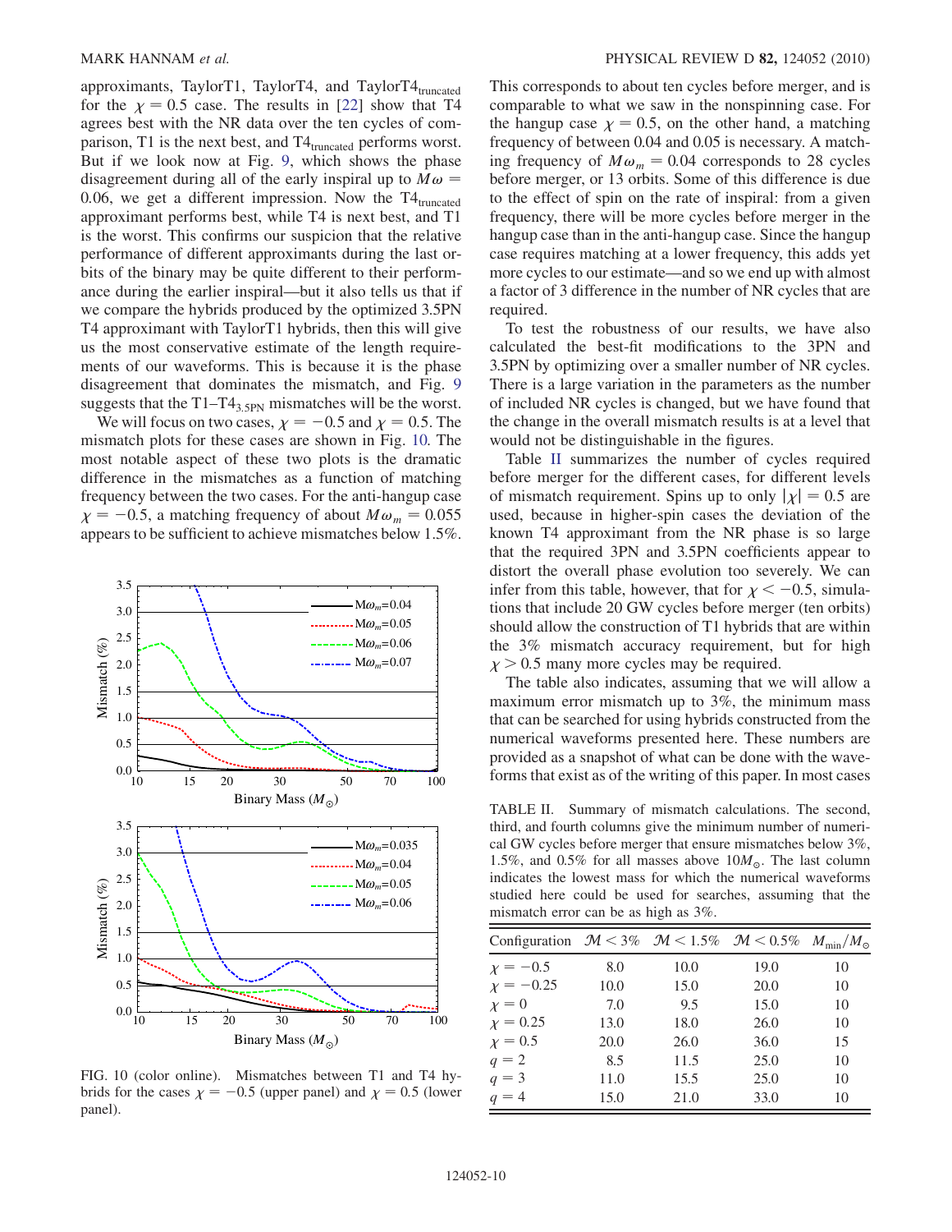approximants, TaylorT1, TaylorT4, and TaylorT4$_{\rm truncated}$ for the $\chi = 0.5$ case. The results in [22] show that T4 agrees best with the NR data over the ten cycles of comparison, T1 is the next best, and T4$_{\rm truncated}$ performs worst. But if we look now at Fig. 9, which shows the phase disagreement during all of the early inspiral up to $M\omega = 0.06$, we get a different impression. Now the T4$_{\rm truncated}$ approximant performs best, while T4 is next best, and T1 is the worst. This confirms our suspicion that the relative performance of different approximants during the last orbits of the binary may be quite different to their performance during the earlier inspiral—but it also tells us that if we compare the hybrids produced by the optimized 3.5PN T4 approximant with TaylorT1 hybrids, then this will give us the most conservative estimate of the length requirements of our waveforms. This is because it is the phase disagreement that dominates the mismatch, and Fig. 9 suggests that the T1–T4$_{3.5\rm PN}$ mismatches will be the worst.

We will focus on two cases, $\chi = -0.5$ and $\chi = 0.5$. The mismatch plots for these cases are shown in Fig. 10. The most notable aspect of these two plots is the dramatic difference in the mismatches as a function of matching frequency between the two cases. For the anti-hangup case $\chi = -0.5$, a matching frequency of about $M\omega_m = 0.055$ appears to be sufficient to achieve mismatches below 1.5%.

FIG. 10 (color online). Mismatches between T1 and T4 hybrids for the cases $\chi = -0.5$ (upper panel) and $\chi = 0.5$ (lower panel).

This corresponds to about ten cycles before merger, and is comparable to what we saw in the nonspinning case. For the hangup case $\chi = 0.5$, on the other hand, a matching frequency of between 0.04 and 0.05 is necessary. A matching frequency of $M\omega_m = 0.04$ corresponds to 28 cycles before merger, or 13 orbits. Some of this difference is due to the effect of spin on the rate of inspiral: from a given frequency, there will be more cycles before merger in the hangup case than in the anti-hangup case. Since the hangup case requires matching at a lower frequency, this adds yet more cycles to our estimate—and so we end up with almost a factor of 3 difference in the number of NR cycles that are required.

To test the robustness of our results, we have also calculated the best-fit modifications to the 3PN and 3.5PN by optimizing over a smaller number of NR cycles. There is a large variation in the parameters as the number of included NR cycles is changed, but we have found that the change in the overall mismatch results is at a level that would not be distinguishable in the figures.

Table II summarizes the number of cycles required before merger for the different cases, for different levels of mismatch requirement. Spins up to only $|\chi| = 0.5$ are used, because in higher-spin cases the deviation of the known T4 approximant from the NR phase is so large that the required 3PN and 3.5PN coefficients appear to distort the overall phase evolution too severely. We can infer from this table, however, that for $\chi < -0.5$, simulations that include 20 GW cycles before merger (ten orbits) should allow the construction of T1 hybrids that are within the 3% mismatch accuracy requirement, but for high $\chi > 0.5$ many more cycles may be required.

The table also indicates, assuming that we will allow a maximum error mismatch up to 3%, the minimum mass that can be searched for using hybrids constructed from the numerical waveforms presented here. These numbers are provided as a snapshot of what can be done with the waveforms that exist as of the writing of this paper. In most cases

TABLE II. Summary of mismatch calculations. The second, third, and fourth columns give the minimum number of numerical GW cycles before merger that ensure mismatches below 3%, 1.5%, and 0.5% for all masses above $10M_\odot$. The last column indicates the lowest mass for which the numerical waveforms studied here could be used for searches, assuming that the mismatch error can be as high as 3%.

| Configuration | $\mathcal{M} < 3\%$ | $\mathcal{M} < 1.5\%$ | $\mathcal{M} < 0.5\%$ | $M_{\rm min}/M_\odot$ |
|---|---|---|---|---|
| $\chi = -0.5$ | 8.0 | 10.0 | 19.0 | 10 |
| $\chi = -0.25$ | 10.0 | 15.0 | 20.0 | 10 |
| $\chi = 0$ | 7.0 | 9.5 | 15.0 | 10 |
| $\chi = 0.25$ | 13.0 | 18.0 | 26.0 | 10 |
| $\chi = 0.5$ | 20.0 | 26.0 | 36.0 | 15 |
| $q = 2$ | 8.5 | 11.5 | 25.0 | 10 |
| $q = 3$ | 11.0 | 15.5 | 25.0 | 10 |
| $q = 4$ | 15.0 | 21.0 | 33.0 | 10 |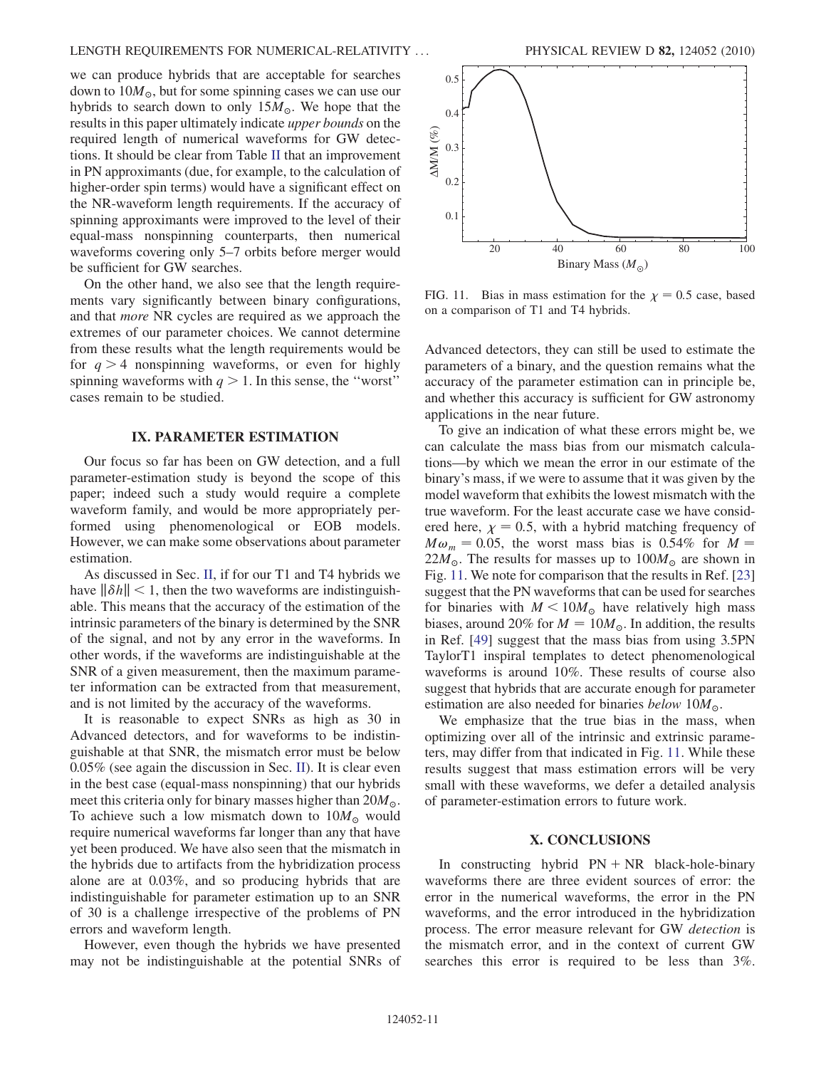we can produce hybrids that are acceptable for searches down to $10M_\odot$, but for some spinning cases we can use our hybrids to search down to only $15M_\odot$. We hope that the results in this paper ultimately indicate *upper bounds* on the required length of numerical waveforms for GW detections. It should be clear from Table II that an improvement in PN approximants (due, for example, to the calculation of higher-order spin terms) would have a significant effect on the NR-waveform length requirements. If the accuracy of spinning approximants were improved to the level of their equal-mass nonspinning counterparts, then numerical waveforms covering only 5–7 orbits before merger would be sufficient for GW searches.

On the other hand, we also see that the length requirements vary significantly between binary configurations, and that *more* NR cycles are required as we approach the extremes of our parameter choices. We cannot determine from these results what the length requirements would be for $q > 4$ nonspinning waveforms, or even for highly spinning waveforms with $q > 1$. In this sense, the "worst" cases remain to be studied.

## IX. PARAMETER ESTIMATION

Our focus so far has been on GW detection, and a full parameter-estimation study is beyond the scope of this paper; indeed such a study would require a complete waveform family, and would be more appropriately performed using phenomenological or EOB models. However, we can make some observations about parameter estimation.

As discussed in Sec. II, if for our T1 and T4 hybrids we have $\|\delta h\| < 1$, then the two waveforms are indistinguishable. This means that the accuracy of the estimation of the intrinsic parameters of the binary is determined by the SNR of the signal, and not by any error in the waveforms. In other words, if the waveforms are indistinguishable at the SNR of a given measurement, then the maximum parameter information can be extracted from that measurement, and is not limited by the accuracy of the waveforms.

It is reasonable to expect SNRs as high as 30 in Advanced detectors, and for waveforms to be indistinguishable at that SNR, the mismatch error must be below 0.05% (see again the discussion in Sec. II). It is clear even in the best case (equal-mass nonspinning) that our hybrids meet this criteria only for binary masses higher than $20M_\odot$. To achieve such a low mismatch down to $10M_\odot$ would require numerical waveforms far longer than any that have yet been produced. We have also seen that the mismatch in the hybrids due to artifacts from the hybridization process alone are at 0.03%, and so producing hybrids that are indistinguishable for parameter estimation up to an SNR of 30 is a challenge irrespective of the problems of PN errors and waveform length.

However, even though the hybrids we have presented may not be indistinguishable at the potential SNRs of Advanced detectors, they can still be used to estimate the parameters of a binary, and the question remains what the accuracy of the parameter estimation can in principle be, and whether this accuracy is sufficient for GW astronomy applications in the near future.

FIG. 11. Bias in mass estimation for the $\chi = 0.5$ case, based on a comparison of T1 and T4 hybrids.

To give an indication of what these errors might be, we can calculate the mass bias from our mismatch calculations—by which we mean the error in our estimate of the binary's mass, if we were to assume that it was given by the model waveform that exhibits the lowest mismatch with the true waveform. For the least accurate case we have considered here, $\chi = 0.5$, with a hybrid matching frequency of $M\omega_m = 0.05$, the worst mass bias is 0.54% for $M = 22M_\odot$. The results for masses up to $100M_\odot$ are shown in Fig. 11. We note for comparison that the results in Ref. [23] suggest that the PN waveforms that can be used for searches for binaries with $M < 10M_\odot$ have relatively high mass biases, around 20% for $M = 10M_\odot$. In addition, the results in Ref. [49] suggest that the mass bias from using 3.5PN TaylorT1 inspiral templates to detect phenomenological waveforms is around 10%. These results of course also suggest that hybrids that are accurate enough for parameter estimation are also needed for binaries *below* $10M_\odot$.

We emphasize that the true bias in the mass, when optimizing over all of the intrinsic and extrinsic parameters, may differ from that indicated in Fig. 11. While these results suggest that mass estimation errors will be very small with these waveforms, we defer a detailed analysis of parameter-estimation errors to future work.

## X. CONCLUSIONS

In constructing hybrid PN + NR black-hole-binary waveforms there are three evident sources of error: the error in the numerical waveforms, the error in the PN waveforms, and the error introduced in the hybridization process. The error measure relevant for GW *detection* is the mismatch error, and in the context of current GW searches this error is required to be less than 3%.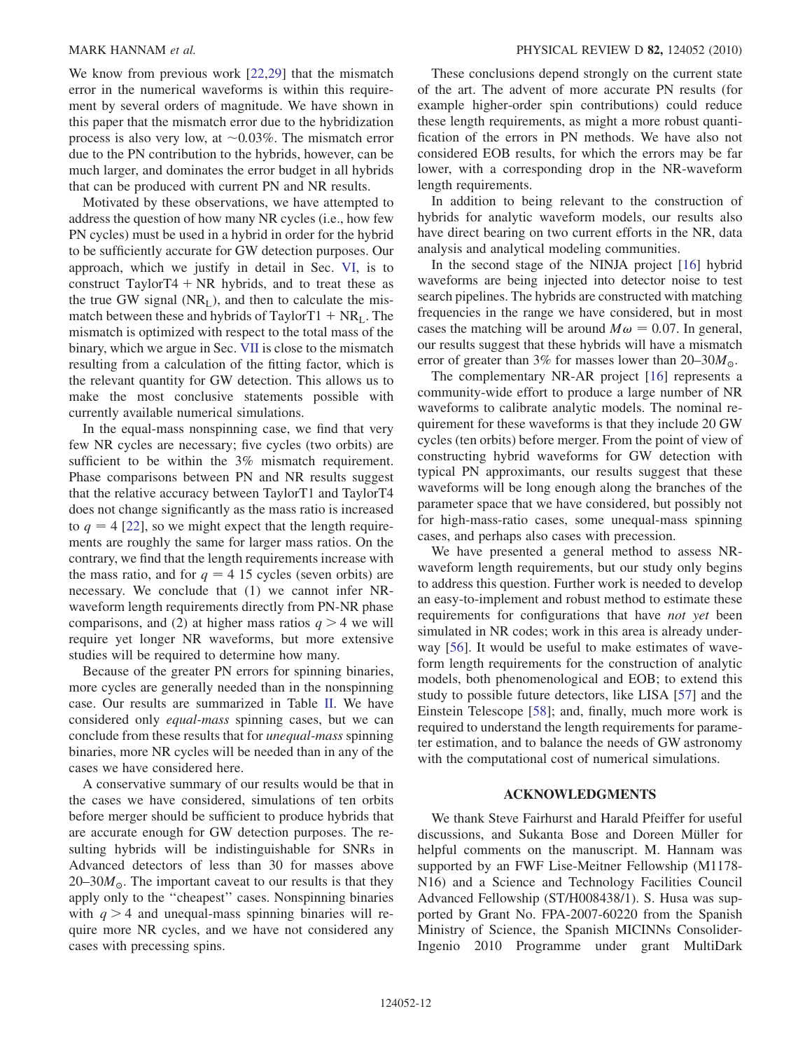We know from previous work [22,29] that the mismatch error in the numerical waveforms is within this requirement by several orders of magnitude. We have shown in this paper that the mismatch error due to the hybridization process is also very low, at $\sim 0.03\%$. The mismatch error due to the PN contribution to the hybrids, however, can be much larger, and dominates the error budget in all hybrids that can be produced with current PN and NR results.

Motivated by these observations, we have attempted to address the question of how many NR cycles (i.e., how few PN cycles) must be used in a hybrid in order for the hybrid to be sufficiently accurate for GW detection purposes. Our approach, which we justify in detail in Sec. VI, is to construct TaylorT4 + NR hybrids, and to treat these as the true GW signal ($\mathrm{NR_L}$), and then to calculate the mismatch between these and hybrids of TaylorT1 + $\mathrm{NR_L}$. The mismatch is optimized with respect to the total mass of the binary, which we argue in Sec. VII is close to the mismatch resulting from a calculation of the fitting factor, which is the relevant quantity for GW detection. This allows us to make the most conclusive statements possible with currently available numerical simulations.

In the equal-mass nonspinning case, we find that very few NR cycles are necessary; five cycles (two orbits) are sufficient to be within the 3% mismatch requirement. Phase comparisons between PN and NR results suggest that the relative accuracy between TaylorT1 and TaylorT4 does not change significantly as the mass ratio is increased to $q = 4$ [22], so we might expect that the length requirements are roughly the same for larger mass ratios. On the contrary, we find that the length requirements increase with the mass ratio, and for $q = 4$ 15 cycles (seven orbits) are necessary. We conclude that (1) we cannot infer NR-waveform length requirements directly from PN-NR phase comparisons, and (2) at higher mass ratios $q > 4$ we will require yet longer NR waveforms, but more extensive studies will be required to determine how many.

Because of the greater PN errors for spinning binaries, more cycles are generally needed than in the nonspinning case. Our results are summarized in Table II. We have considered only *equal-mass* spinning cases, but we can conclude from these results that for *unequal-mass* spinning binaries, more NR cycles will be needed than in any of the cases we have considered here.

A conservative summary of our results would be that in the cases we have considered, simulations of ten orbits before merger should be sufficient to produce hybrids that are accurate enough for GW detection purposes. The resulting hybrids will be indistinguishable for SNRs in Advanced detectors of less than 30 for masses above $20$–$30M_\odot$. The important caveat to our results is that they apply only to the "cheapest" cases. Nonspinning binaries with $q > 4$ and unequal-mass spinning binaries will require more NR cycles, and we have not considered any cases with precessing spins.

These conclusions depend strongly on the current state of the art. The advent of more accurate PN results (for example higher-order spin contributions) could reduce these length requirements, as might a more robust quantification of the errors in PN methods. We have also not considered EOB results, for which the errors may be far lower, with a corresponding drop in the NR-waveform length requirements.

In addition to being relevant to the construction of hybrids for analytic waveform models, our results also have direct bearing on two current efforts in the NR, data analysis and analytical modeling communities.

In the second stage of the NINJA project [16] hybrid waveforms are being injected into detector noise to test search pipelines. The hybrids are constructed with matching frequencies in the range we have considered, but in most cases the matching will be around $M\omega = 0.07$. In general, our results suggest that these hybrids will have a mismatch error of greater than 3% for masses lower than $20$–$30M_\odot$.

The complementary NR-AR project [16] represents a community-wide effort to produce a large number of NR waveforms to calibrate analytic models. The nominal requirement for these waveforms is that they include 20 GW cycles (ten orbits) before merger. From the point of view of constructing hybrid waveforms for GW detection with typical PN approximants, our results suggest that these waveforms will be long enough along the branches of the parameter space that we have considered, but possibly not for high-mass-ratio cases, some unequal-mass spinning cases, and perhaps also cases with precession.

We have presented a general method to assess NR-waveform length requirements, but our study only begins to address this question. Further work is needed to develop an easy-to-implement and robust method to estimate these requirements for configurations that have *not yet* been simulated in NR codes; work in this area is already underway [56]. It would be useful to make estimates of waveform length requirements for the construction of analytic models, both phenomenological and EOB; to extend this study to possible future detectors, like LISA [57] and the Einstein Telescope [58]; and, finally, much more work is required to understand the length requirements for parameter estimation, and to balance the needs of GW astronomy with the computational cost of numerical simulations.

## ACKNOWLEDGMENTS

We thank Steve Fairhurst and Harald Pfeiffer for useful discussions, and Sukanta Bose and Doreen Müller for helpful comments on the manuscript. M. Hannam was supported by an FWF Lise-Meitner Fellowship (M1178-N16) and a Science and Technology Facilities Council Advanced Fellowship (ST/H008438/1). S. Husa was supported by Grant No. FPA-2007-60220 from the Spanish Ministry of Science, the Spanish MICINNs Consolider-Ingenio 2010 Programme under grant MultiDark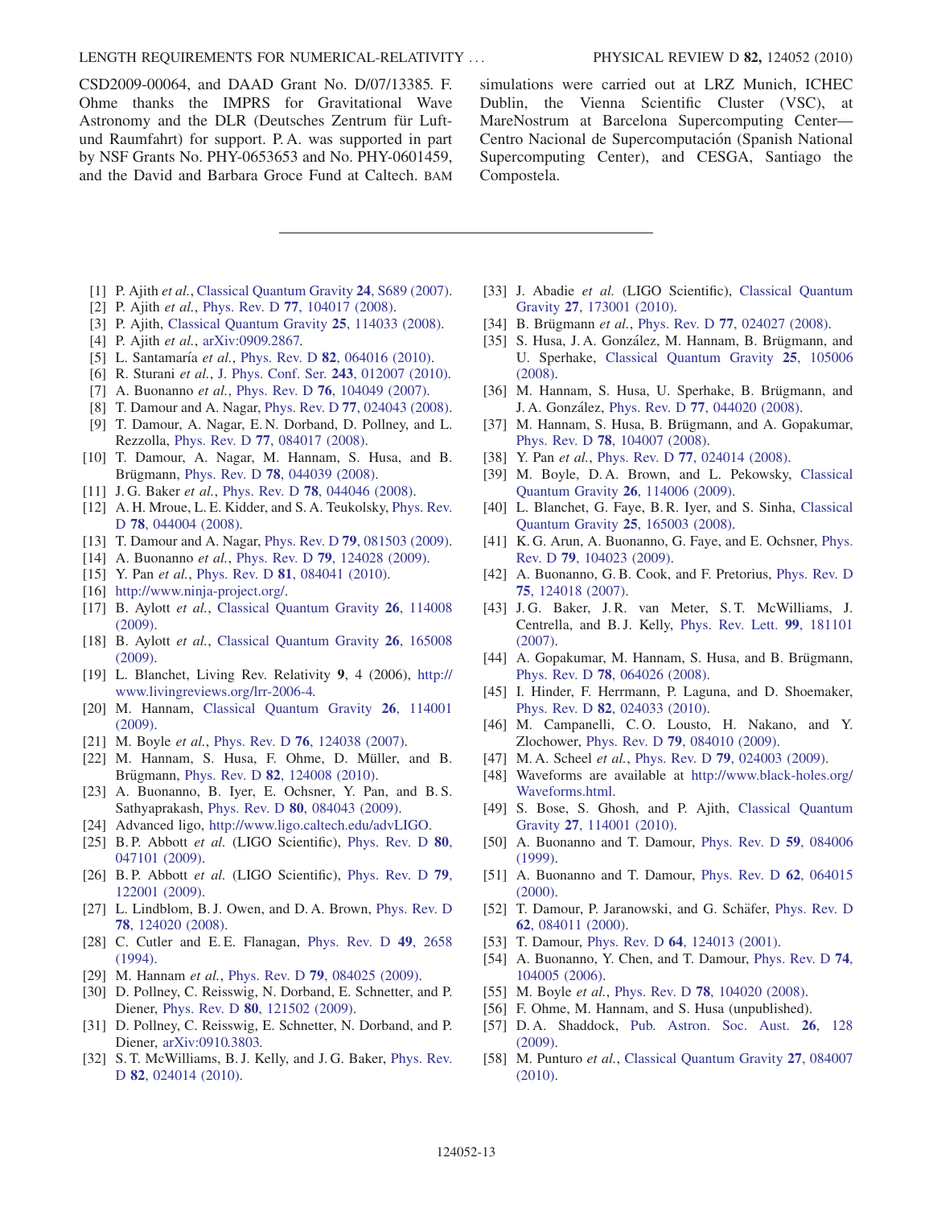CSD2009-00064, and DAAD Grant No. D/07/13385. F. Ohme thanks the IMPRS for Gravitational Wave Astronomy and the DLR (Deutsches Zentrum für Luft- und Raumfahrt) for support. P. A. was supported in part by NSF Grants No. PHY-0653653 and No. PHY-0601459, and the David and Barbara Groce Fund at Caltech. BAM simulations were carried out at LRZ Munich, ICHEC Dublin, the Vienna Scientific Cluster (VSC), at MareNostrum at Barcelona Supercomputing Center—Centro Nacional de Supercomputación (Spanish National Supercomputing Center), and CESGA, Santiago the Compostela.

---

[1] P. Ajith *et al.*, Classical Quantum Gravity **24**, S689 (2007).
[2] P. Ajith *et al.*, Phys. Rev. D **77**, 104017 (2008).
[3] P. Ajith, Classical Quantum Gravity **25**, 114033 (2008).
[4] P. Ajith *et al.*, arXiv:0909.2867.
[5] L. Santamaría *et al.*, Phys. Rev. D **82**, 064016 (2010).
[6] R. Sturani *et al.*, J. Phys. Conf. Ser. **243**, 012007 (2010).
[7] A. Buonanno *et al.*, Phys. Rev. D **76**, 104049 (2007).
[8] T. Damour and A. Nagar, Phys. Rev. D **77**, 024043 (2008).
[9] T. Damour, A. Nagar, E. N. Dorband, D. Pollney, and L. Rezzolla, Phys. Rev. D **77**, 084017 (2008).
[10] T. Damour, A. Nagar, M. Hannam, S. Husa, and B. Brügmann, Phys. Rev. D **78**, 044039 (2008).
[11] J. G. Baker *et al.*, Phys. Rev. D **78**, 044046 (2008).
[12] A. H. Mroue, L. E. Kidder, and S. A. Teukolsky, Phys. Rev. D **78**, 044004 (2008).
[13] T. Damour and A. Nagar, Phys. Rev. D **79**, 081503 (2009).
[14] A. Buonanno *et al.*, Phys. Rev. D **79**, 124028 (2009).
[15] Y. Pan *et al.*, Phys. Rev. D **81**, 084041 (2010).
[16] http://www.ninja-project.org/.
[17] B. Aylott *et al.*, Classical Quantum Gravity **26**, 114008 (2009).
[18] B. Aylott *et al.*, Classical Quantum Gravity **26**, 165008 (2009).
[19] L. Blanchet, Living Rev. Relativity **9**, 4 (2006), http://www.livingreviews.org/lrr-2006-4.
[20] M. Hannam, Classical Quantum Gravity **26**, 114001 (2009).
[21] M. Boyle *et al.*, Phys. Rev. D **76**, 124038 (2007).
[22] M. Hannam, S. Husa, F. Ohme, D. Müller, and B. Brügmann, Phys. Rev. D **82**, 124008 (2010).
[23] A. Buonanno, B. Iyer, E. Ochsner, Y. Pan, and B. S. Sathyaprakash, Phys. Rev. D **80**, 084043 (2009).
[24] Advanced ligo, http://www.ligo.caltech.edu/advLIGO.
[25] B. P. Abbott *et al.* (LIGO Scientific), Phys. Rev. D **80**, 047101 (2009).
[26] B. P. Abbott *et al.* (LIGO Scientific), Phys. Rev. D **79**, 122001 (2009).
[27] L. Lindblom, B. J. Owen, and D. A. Brown, Phys. Rev. D **78**, 124020 (2008).
[28] C. Cutler and E. E. Flanagan, Phys. Rev. D **49**, 2658 (1994).
[29] M. Hannam *et al.*, Phys. Rev. D **79**, 084025 (2009).
[30] D. Pollney, C. Reisswig, N. Dorband, E. Schnetter, and P. Diener, Phys. Rev. D **80**, 121502 (2009).
[31] D. Pollney, C. Reisswig, E. Schnetter, N. Dorband, and P. Diener, arXiv:0910.3803.
[32] S. T. McWilliams, B. J. Kelly, and J. G. Baker, Phys. Rev. D **82**, 024014 (2010).
[33] J. Abadie *et al.* (LIGO Scientific), Classical Quantum Gravity **27**, 173001 (2010).
[34] B. Brügmann *et al.*, Phys. Rev. D **77**, 024027 (2008).
[35] S. Husa, J. A. González, M. Hannam, B. Brügmann, and U. Sperhake, Classical Quantum Gravity **25**, 105006 (2008).
[36] M. Hannam, S. Husa, U. Sperhake, B. Brügmann, and J. A. González, Phys. Rev. D **77**, 044020 (2008).
[37] M. Hannam, S. Husa, B. Brügmann, and A. Gopakumar, Phys. Rev. D **78**, 104007 (2008).
[38] Y. Pan *et al.*, Phys. Rev. D **77**, 024014 (2008).
[39] M. Boyle, D. A. Brown, and L. Pekowsky, Classical Quantum Gravity **26**, 114006 (2009).
[40] L. Blanchet, G. Faye, B. R. Iyer, and S. Sinha, Classical Quantum Gravity **25**, 165003 (2008).
[41] K. G. Arun, A. Buonanno, G. Faye, and E. Ochsner, Phys. Rev. D **79**, 104023 (2009).
[42] A. Buonanno, G. B. Cook, and F. Pretorius, Phys. Rev. D **75**, 124018 (2007).
[43] J. G. Baker, J. R. van Meter, S. T. McWilliams, J. Centrella, and B. J. Kelly, Phys. Rev. Lett. **99**, 181101 (2007).
[44] A. Gopakumar, M. Hannam, S. Husa, and B. Brügmann, Phys. Rev. D **78**, 064026 (2008).
[45] I. Hinder, F. Herrmann, P. Laguna, and D. Shoemaker, Phys. Rev. D **82**, 024033 (2010).
[46] M. Campanelli, C. O. Lousto, H. Nakano, and Y. Zlochower, Phys. Rev. D **79**, 084010 (2009).
[47] M. A. Scheel *et al.*, Phys. Rev. D **79**, 024003 (2009).
[48] Waveforms are available at http://www.black-holes.org/Waveforms.html.
[49] S. Bose, S. Ghosh, and P. Ajith, Classical Quantum Gravity **27**, 114001 (2010).
[50] A. Buonanno and T. Damour, Phys. Rev. D **59**, 084006 (1999).
[51] A. Buonanno and T. Damour, Phys. Rev. D **62**, 064015 (2000).
[52] T. Damour, P. Jaranowski, and G. Schäfer, Phys. Rev. D **62**, 084011 (2000).
[53] T. Damour, Phys. Rev. D **64**, 124013 (2001).
[54] A. Buonanno, Y. Chen, and T. Damour, Phys. Rev. D **74**, 104005 (2006).
[55] M. Boyle *et al.*, Phys. Rev. D **78**, 104020 (2008).
[56] F. Ohme, M. Hannam, and S. Husa (unpublished).
[57] D. A. Shaddock, Pub. Astron. Soc. Aust. **26**, 128 (2009).
[58] M. Punturo *et al.*, Classical Quantum Gravity **27**, 084007 (2010).